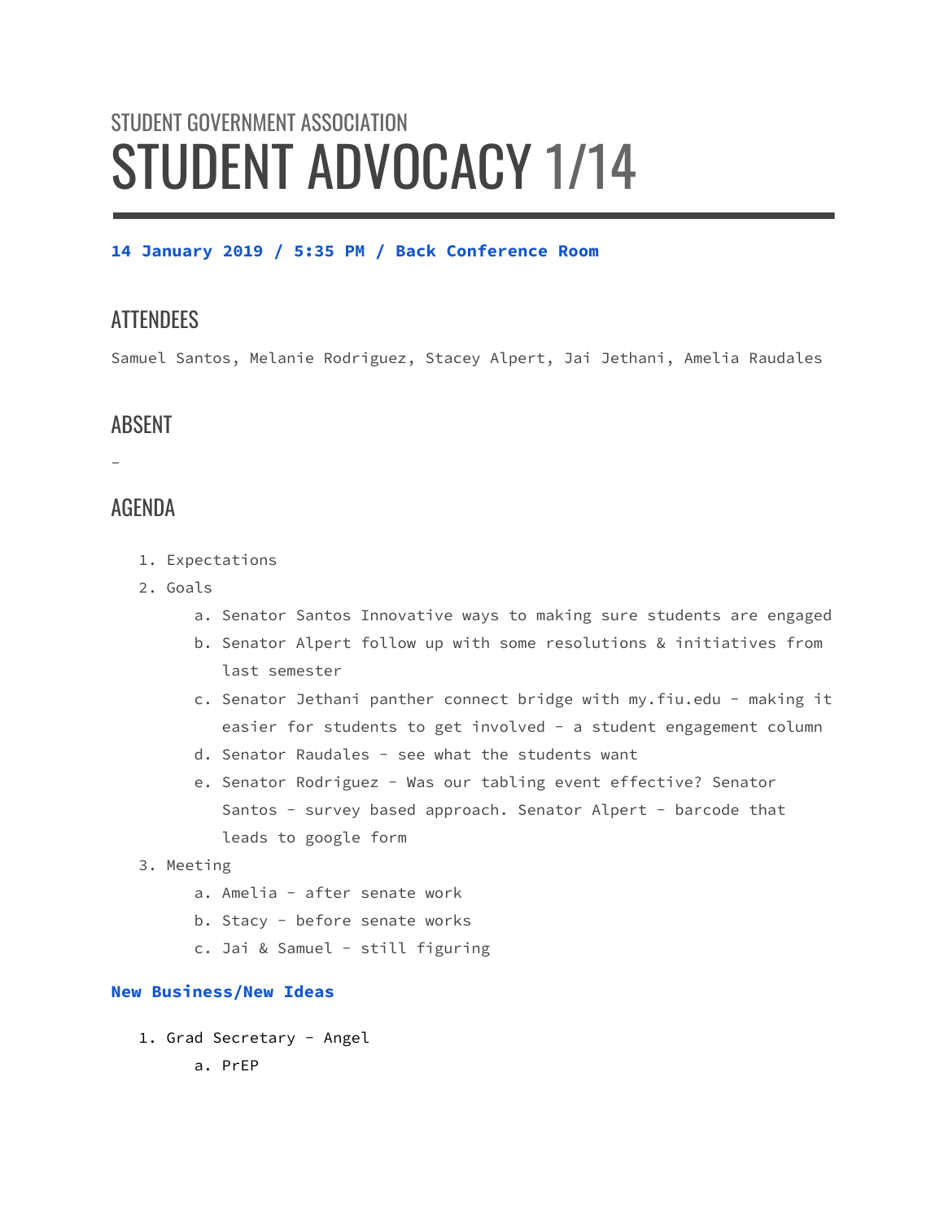STUDENT GOVERNMENT ASSOCIATION

# STUDENT ADVOCACY 1/14

**14 January 2019 / 5:35 PM / Back Conference Room**

## ATTENDEES

Samuel Santos, Melanie Rodriguez, Stacey Alpert, Jai Jethani, Amelia Raudales

## ABSENT

-

## AGENDA

1. Expectations
2. Goals
    a. Senator Santos Innovative ways to making sure students are engaged
    b. Senator Alpert follow up with some resolutions & initiatives from last semester
    c. Senator Jethani panther connect bridge with my.fiu.edu - making it easier for students to get involved - a student engagement column
    d. Senator Raudales - see what the students want
    e. Senator Rodriguez - Was our tabling event effective? Senator Santos - survey based approach. Senator Alpert - barcode that leads to google form
3. Meeting
    a. Amelia - after senate work
    b. Stacy - before senate works
    c. Jai & Samuel - still figuring

**New Business/New Ideas**

1. Grad Secretary - Angel
    a. PrEP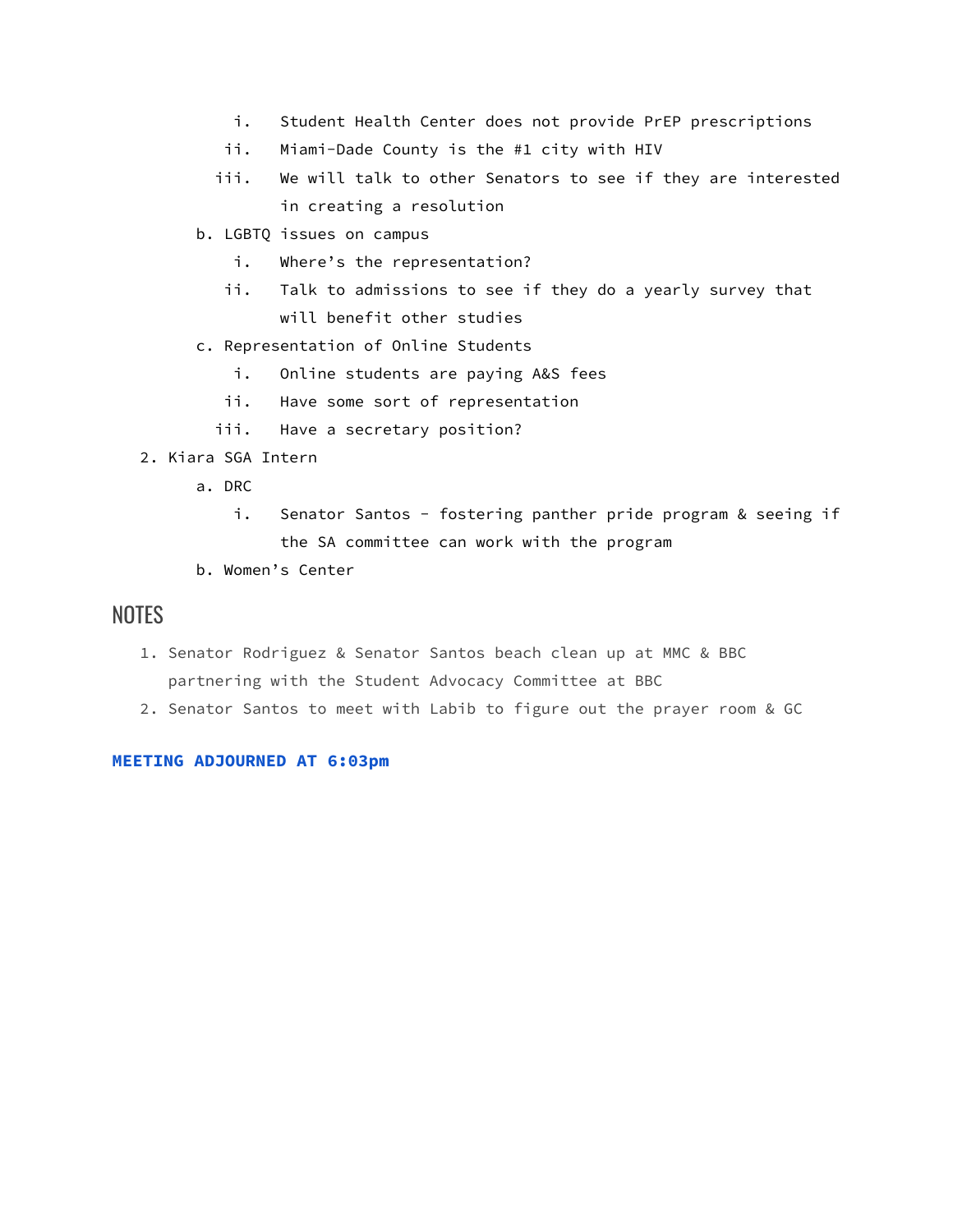i. Student Health Center does not provide PrEP prescriptions
        ii. Miami-Dade County is the #1 city with HIV
        iii. We will talk to other Senators to see if they are interested in creating a resolution
    b. LGBTQ issues on campus
        i. Where's the representation?
        ii. Talk to admissions to see if they do a yearly survey that will benefit other studies
    c. Representation of Online Students
        i. Online students are paying A&S fees
        ii. Have some sort of representation
        iii. Have a secretary position?
2. Kiara SGA Intern
    a. DRC
        i. Senator Santos - fostering panther pride program & seeing if the SA committee can work with the program
    b. Women's Center

## NOTES

1. Senator Rodriguez & Senator Santos beach clean up at MMC & BBC partnering with the Student Advocacy Committee at BBC
2. Senator Santos to meet with Labib to figure out the prayer room & GC

**MEETING ADJOURNED AT 6:03pm**